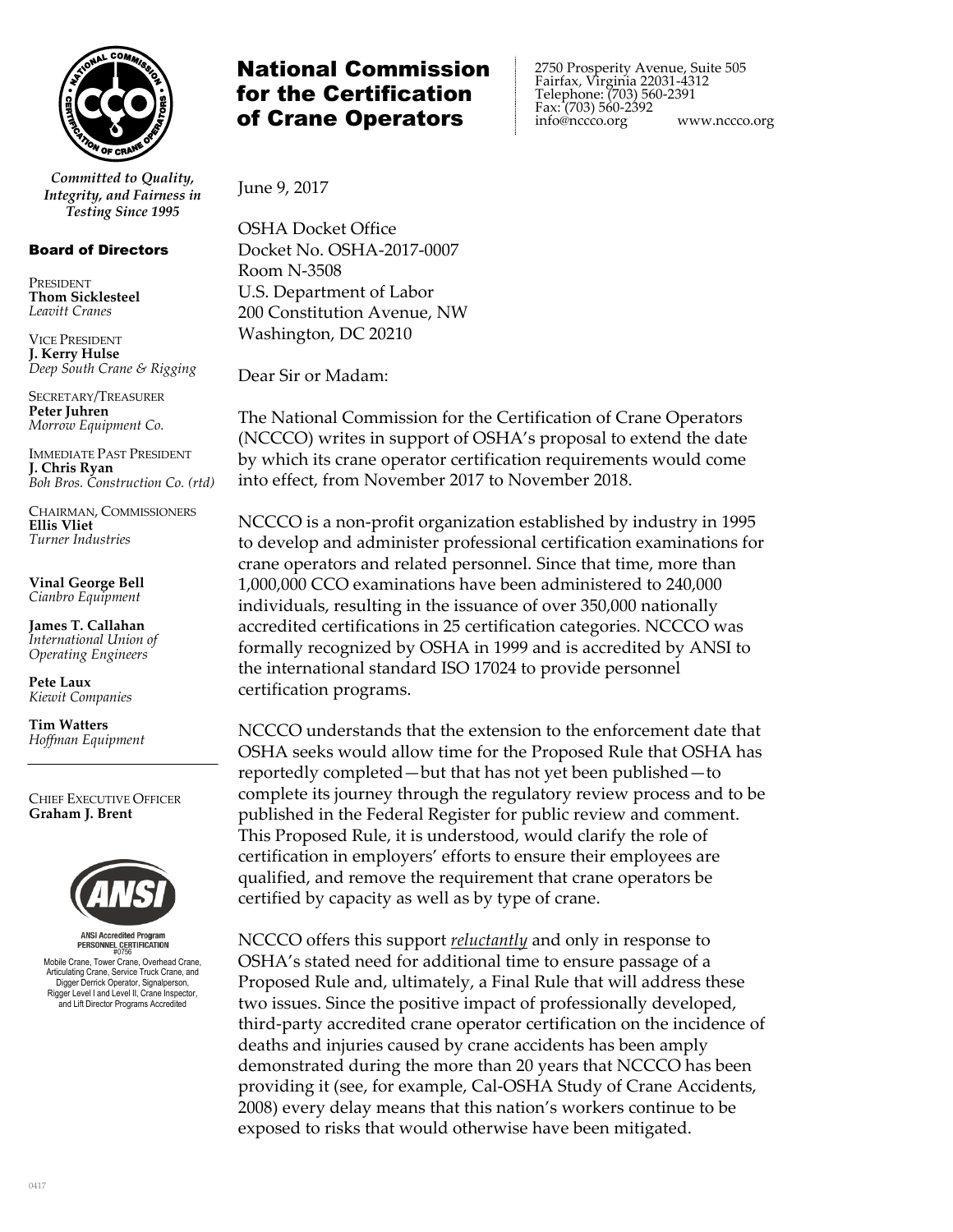# National Commission for the Certification of Crane Operators

2750 Prosperity Avenue, Suite 505
Fairfax, Virginia 22031-4312
Telephone: (703) 560-2391
Fax: (703) 560-2392
info@nccco.org www.nccco.org

*Committed to Quality, Integrity, and Fairness in Testing Since 1995*

**Board of Directors**

PRESIDENT
**Thom Sicklesteel**
*Leavitt Cranes*

VICE PRESIDENT
**J. Kerry Hulse**
*Deep South Crane & Rigging*

SECRETARY/TREASURER
**Peter Juhren**
*Morrow Equipment Co.*

IMMEDIATE PAST PRESIDENT
**J. Chris Ryan**
*Boh Bros. Construction Co. (rtd)*

CHAIRMAN, COMMISSIONERS
**Ellis Vliet**
*Turner Industries*

**Vinal George Bell**
*Cianbro Equipment*

**James T. Callahan**
*International Union of Operating Engineers*

**Pete Laux**
*Kiewit Companies*

**Tim Watters**
*Hoffman Equipment*

CHIEF EXECUTIVE OFFICER
**Graham J. Brent**

ANSI Accredited Program
PERSONNEL CERTIFICATION
#0756
Mobile Crane, Tower Crane, Overhead Crane, Articulating Crane, Service Truck Crane, and Digger Derrick Operator, Signalperson, Rigger Level I and Level II, Crane Inspector, and Lift Director Programs Accredited

June 9, 2017

OSHA Docket Office
Docket No. OSHA-2017-0007
Room N-3508
U.S. Department of Labor
200 Constitution Avenue, NW
Washington, DC 20210

Dear Sir or Madam:

The National Commission for the Certification of Crane Operators (NCCCO) writes in support of OSHA's proposal to extend the date by which its crane operator certification requirements would come into effect, from November 2017 to November 2018.

NCCCO is a non-profit organization established by industry in 1995 to develop and administer professional certification examinations for crane operators and related personnel. Since that time, more than 1,000,000 CCO examinations have been administered to 240,000 individuals, resulting in the issuance of over 350,000 nationally accredited certifications in 25 certification categories. NCCCO was formally recognized by OSHA in 1999 and is accredited by ANSI to the international standard ISO 17024 to provide personnel certification programs.

NCCCO understands that the extension to the enforcement date that OSHA seeks would allow time for the Proposed Rule that OSHA has reportedly completed—but that has not yet been published—to complete its journey through the regulatory review process and to be published in the Federal Register for public review and comment. This Proposed Rule, it is understood, would clarify the role of certification in employers' efforts to ensure their employees are qualified, and remove the requirement that crane operators be certified by capacity as well as by type of crane.

NCCCO offers this support ***reluctantly*** and only in response to OSHA's stated need for additional time to ensure passage of a Proposed Rule and, ultimately, a Final Rule that will address these two issues. Since the positive impact of professionally developed, third-party accredited crane operator certification on the incidence of deaths and injuries caused by crane accidents has been amply demonstrated during the more than 20 years that NCCCO has been providing it (see, for example, Cal-OSHA Study of Crane Accidents, 2008) every delay means that this nation's workers continue to be exposed to risks that would otherwise have been mitigated.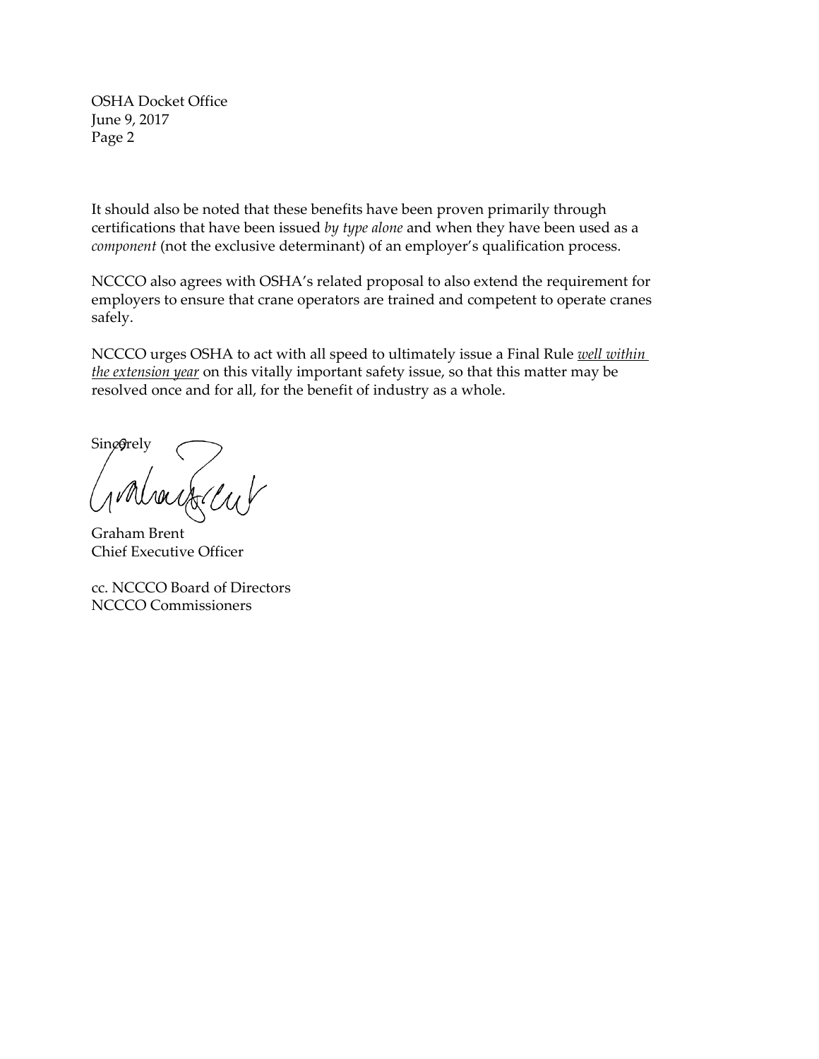OSHA Docket Office
June 9, 2017
Page 2

It should also be noted that these benefits have been proven primarily through certifications that have been issued *by type alone* and when they have been used as a *component* (not the exclusive determinant) of an employer's qualification process.

NCCCO also agrees with OSHA's related proposal to also extend the requirement for employers to ensure that crane operators are trained and competent to operate cranes safely.

NCCCO urges OSHA to act with all speed to ultimately issue a Final Rule *well within the extension year* on this vitally important safety issue, so that this matter may be resolved once and for all, for the benefit of industry as a whole.

Sincerely

Graham Brent
Chief Executive Officer

cc. NCCCO Board of Directors
NCCCO Commissioners